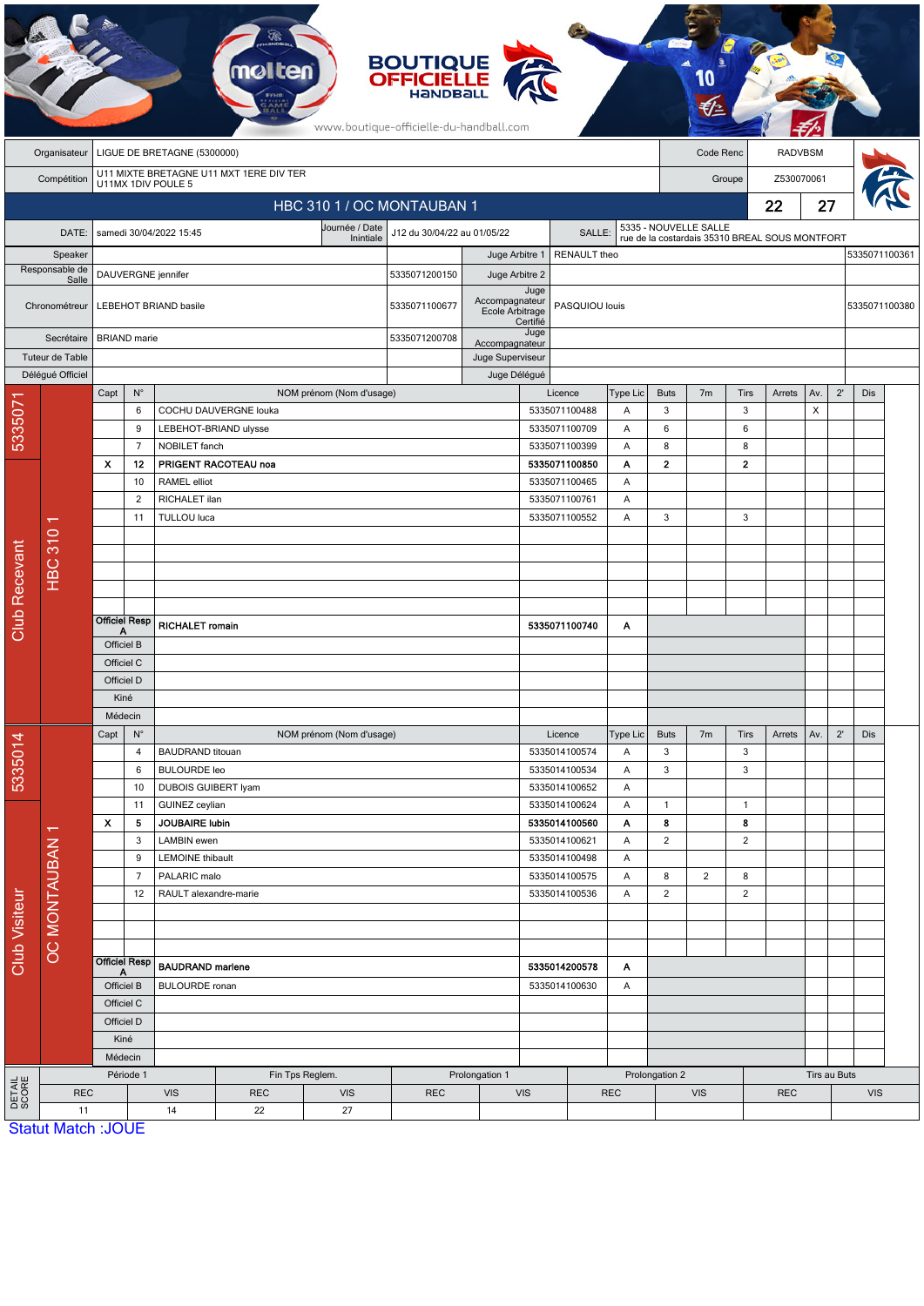BOUTIQUE OFFICIELLE HANDBALL

www.boutique-officielle-du-handball.com

| | | | |
|---|---|---|---|
| Organisateur | LIGUE DE BRETAGNE (5300000) | Code Renc | RADVBSM |
| Compétition | U11 MIXTE BRETAGNE U11 MXT 1ERE DIV TER U11MX 1DIV POULE 5 | Groupe | Z530070061 |

## HBC 310 1 / OC MONTAUBAN 1 — 22 / 27

| | | | | | |
|---|---|---|---|---|---|
| DATE: | samedi 30/04/2022 15:45 | Journée / Date Initiale | J12 du 30/04/22 au 01/05/22 | SALLE: | 5335 - NOUVELLE SALLE rue de la costardais 35310 BREAL SOUS MONTFORT |

| | | | | | |
|---|---|---|---|---|---|
| Speaker | | | Juge Arbitre 1 | RENAULT theo | 5335071100361 |
| Responsable de Salle | DAUVERGNE jennifer | 5335071200150 | Juge Arbitre 2 | | |
| Chronométreur | LEBEHOT BRIAND basile | 5335071100677 | Juge Accompagnateur Ecole Arbitrage Certifié | PASQUIOU louis | 5335071100380 |
| Secrétaire | BRIAND marie | 5335071200708 | Juge Accompagnateur | | |
| Tuteur de Table | | | Juge Superviseur | | |
| Délégué Officiel | | | Juge Délégué | | |

### Club Recevant — 5335071 — HBC 310 1

| Capt | N° | NOM prénom (Nom d'usage) | Licence | Type Lic | Buts | 7m | Tirs | Arrets | Av. | 2' | Dis |
|---|---|---|---|---|---|---|---|---|---|---|---|
| | 6 | COCHU DAUVERGNE louka | 5335071100488 | A | 3 | | 3 | | X | | |
| | 9 | LEBEHOT-BRIAND ulysse | 5335071100709 | A | 6 | | 6 | | | | |
| | 7 | NOBILET fanch | 5335071100399 | A | 8 | | 8 | | | | |
| X | 12 | **PRIGENT RACOTEAU noa** | **5335071100850** | **A** | **2** | | **2** | | | | |
| | 10 | RAMEL elliot | 5335071100465 | A | | | | | | | |
| | 2 | RICHALET ilan | 5335071100761 | A | | | | | | | |
| | 11 | TULLOU luca | 5335071100552 | A | 3 | | 3 | | | | |
| Officiel Resp A | | **RICHALET romain** | **5335071100740** | **A** | | | | | | | |
| Officiel B | | | | | | | | | | | |
| Officiel C | | | | | | | | | | | |
| Officiel D | | | | | | | | | | | |
| Kiné | | | | | | | | | | | |
| Médecin | | | | | | | | | | | |

### Club Visiteur — 5335014 — OC MONTAUBAN 1

| Capt | N° | NOM prénom (Nom d'usage) | Licence | Type Lic | Buts | 7m | Tirs | Arrets | Av. | 2' | Dis |
|---|---|---|---|---|---|---|---|---|---|---|---|
| | 4 | BAUDRAND titouan | 5335014100574 | A | 3 | | 3 | | | | |
| | 6 | BULOURDE leo | 5335014100534 | A | 3 | | 3 | | | | |
| | 10 | DUBOIS GUIBERT lyam | 5335014100652 | A | | | | | | | |
| | 11 | GUINEZ ceylian | 5335014100624 | A | 1 | | 1 | | | | |
| X | 5 | **JOUBAIRE lubin** | **5335014100560** | **A** | **8** | | **8** | | | | |
| | 3 | LAMBIN ewen | 5335014100621 | A | 2 | | 2 | | | | |
| | 9 | LEMOINE thibault | 5335014100498 | A | | | | | | | |
| | 7 | PALARIC malo | 5335014100575 | A | 8 | 2 | 8 | | | | |
| | 12 | RAULT alexandre-marie | 5335014100536 | A | 2 | | 2 | | | | |
| Officiel Resp A | | **BAUDRAND marlene** | **5335014200578** | **A** | | | | | | | |
| Officiel B | | BULOURDE ronan | 5335014100630 | A | | | | | | | |
| Officiel C | | | | | | | | | | | |
| Officiel D | | | | | | | | | | | |
| Kiné | | | | | | | | | | | |
| Médecin | | | | | | | | | | | |

### DETAIL SCORE

| Période 1 | | Fin Tps Reglem. | | Prolongation 1 | | Prolongation 2 | | Tirs au Buts | |
|---|---|---|---|---|---|---|---|---|---|
| REC | VIS | REC | VIS | REC | VIS | REC | VIS | REC | VIS |
| 11 | 14 | 22 | 27 | | | | | | |

Statut Match :JOUE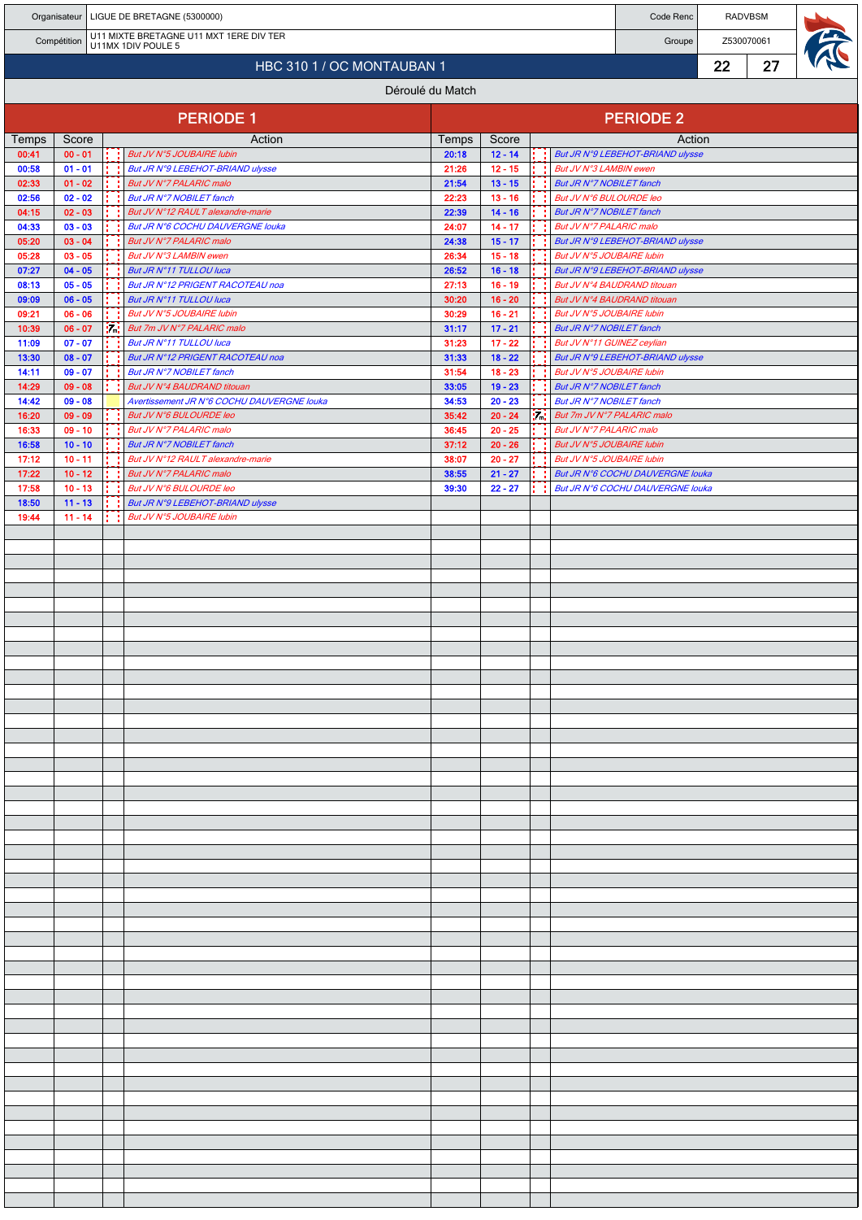| Organisateur | LIGUE DE BRETAGNE (5300000) | Code Renc | RADVBSM |
|---|---|---|---|
| Compétition | U11 MIXTE BRETAGNE U11 MXT 1ERE DIV TER U11MX 1DIV POULE 5 | Groupe | Z530070061 |

**HBC 310 1 / OC MONTAUBAN 1** — 22 | 27

Déroulé du Match

| PERIODE 1 | | | PERIODE 2 | | |
|---|---|---|---|---|---|
| Temps | Score | Action | Temps | Score | Action |
| 00:41 | 00 - 01 | But JV N°5 JOUBAIRE lubin | 20:18 | 12 - 14 | But JR N°9 LEBEHOT-BRIAND ulysse |
| 00:58 | 01 - 01 | But JR N°9 LEBEHOT-BRIAND ulysse | 21:26 | 12 - 15 | But JV N°3 LAMBIN ewen |
| 02:33 | 01 - 02 | But JV N°7 PALARIC malo | 21:54 | 13 - 15 | But JR N°7 NOBILET fanch |
| 02:56 | 02 - 02 | But JR N°7 NOBILET fanch | 22:23 | 13 - 16 | But JV N°6 BULOURDE leo |
| 04:15 | 02 - 03 | But JV N°12 RAULT alexandre-marie | 22:39 | 14 - 16 | But JR N°7 NOBILET fanch |
| 04:33 | 03 - 03 | But JR N°6 COCHU DAUVERGNE louka | 24:07 | 14 - 17 | But JV N°7 PALARIC malo |
| 05:20 | 03 - 04 | But JV N°7 PALARIC malo | 24:38 | 15 - 17 | But JR N°9 LEBEHOT-BRIAND ulysse |
| 05:28 | 03 - 05 | But JV N°3 LAMBIN ewen | 26:34 | 15 - 18 | But JV N°5 JOUBAIRE lubin |
| 07:27 | 04 - 05 | But JR N°11 TULLOU luca | 26:52 | 16 - 18 | But JR N°9 LEBEHOT-BRIAND ulysse |
| 08:13 | 05 - 05 | But JR N°12 PRIGENT RACOTEAU noa | 27:13 | 16 - 19 | But JV N°4 BAUDRAND titouan |
| 09:09 | 06 - 05 | But JR N°11 TULLOU luca | 30:20 | 16 - 20 | But JV N°4 BAUDRAND titouan |
| 09:21 | 06 - 06 | But JV N°5 JOUBAIRE lubin | 30:29 | 16 - 21 | But JV N°5 JOUBAIRE lubin |
| 10:39 | 06 - 07 | But 7m JV N°7 PALARIC malo | 31:17 | 17 - 21 | But JR N°7 NOBILET fanch |
| 11:09 | 07 - 07 | But JR N°11 TULLOU luca | 31:23 | 17 - 22 | But JV N°11 GUINEZ ceylian |
| 13:30 | 08 - 07 | But JR N°12 PRIGENT RACOTEAU noa | 31:33 | 18 - 22 | But JR N°9 LEBEHOT-BRIAND ulysse |
| 14:11 | 09 - 07 | But JR N°7 NOBILET fanch | 31:54 | 18 - 23 | But JV N°5 JOUBAIRE lubin |
| 14:29 | 09 - 08 | But JV N°4 BAUDRAND titouan | 33:05 | 19 - 23 | But JR N°7 NOBILET fanch |
| 14:42 | 09 - 08 | Avertissement JR N°6 COCHU DAUVERGNE louka | 34:53 | 20 - 23 | But JR N°7 NOBILET fanch |
| 16:20 | 09 - 09 | But JV N°6 BULOURDE leo | 35:42 | 20 - 24 | But 7m JV N°7 PALARIC malo |
| 16:33 | 09 - 10 | But JV N°7 PALARIC malo | 36:45 | 20 - 25 | But JV N°7 PALARIC malo |
| 16:58 | 10 - 10 | But JR N°7 NOBILET fanch | 37:12 | 20 - 26 | But JV N°5 JOUBAIRE lubin |
| 17:12 | 10 - 11 | But JV N°12 RAULT alexandre-marie | 38:07 | 20 - 27 | But JV N°5 JOUBAIRE lubin |
| 17:22 | 10 - 12 | But JV N°7 PALARIC malo | 38:55 | 21 - 27 | But JR N°6 COCHU DAUVERGNE louka |
| 17:58 | 10 - 13 | But JV N°6 BULOURDE leo | 39:30 | 22 - 27 | But JR N°6 COCHU DAUVERGNE louka |
| 18:50 | 11 - 13 | But JR N°9 LEBEHOT-BRIAND ulysse | | | |
| 19:44 | 11 - 14 | But JV N°5 JOUBAIRE lubin | | | |